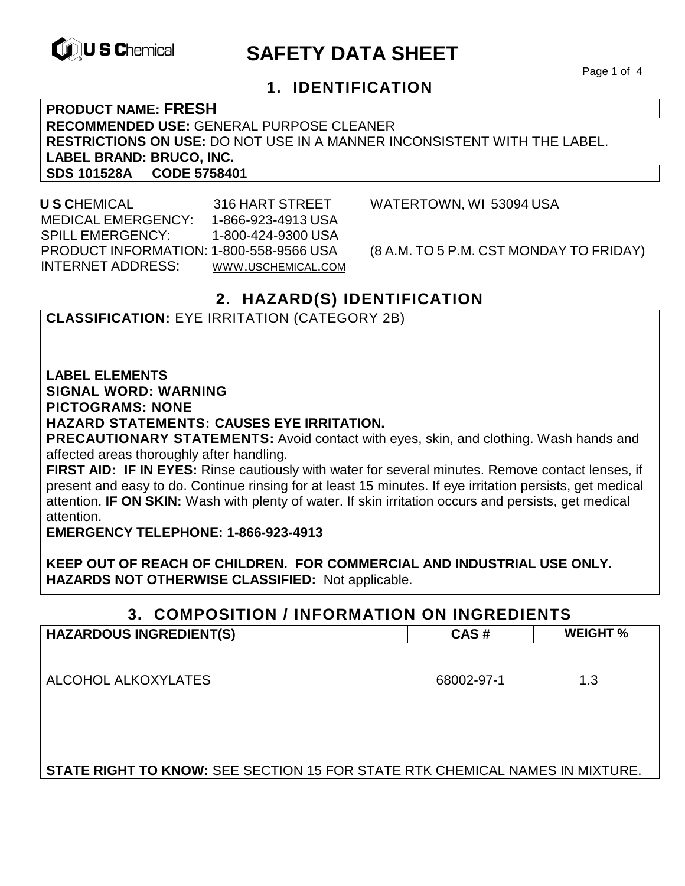U S Chemical

# SAFETY DATA SHEET

## 1. IDENTIFICATION

**PRODUCT NAME: FRESH**
**RECOMMENDED USE:** GENERAL PURPOSE CLEANER
**RESTRICTIONS ON USE:** DO NOT USE IN A MANNER INCONSISTENT WITH THE LABEL.
**LABEL BRAND: BRUCO, INC.**
**SDS 101528A CODE 5758401**

**U S C**HEMICAL 316 HART STREET WATERTOWN, WI 53094 USA
MEDICAL EMERGENCY: 1-866-923-4913 USA
SPILL EMERGENCY: 1-800-424-9300 USA
PRODUCT INFORMATION: 1-800-558-9566 USA (8 A.M. TO 5 P.M. CST MONDAY TO FRIDAY)
INTERNET ADDRESS: WWW.USCHEMICAL.COM

## 2. HAZARD(S) IDENTIFICATION

**CLASSIFICATION:** EYE IRRITATION (CATEGORY 2B)

**LABEL ELEMENTS**
**SIGNAL WORD: WARNING**
**PICTOGRAMS: NONE**
**HAZARD STATEMENTS: CAUSES EYE IRRITATION.**
**PRECAUTIONARY STATEMENTS:** Avoid contact with eyes, skin, and clothing. Wash hands and affected areas thoroughly after handling.
**FIRST AID: IF IN EYES:** Rinse cautiously with water for several minutes. Remove contact lenses, if present and easy to do. Continue rinsing for at least 15 minutes. If eye irritation persists, get medical attention. **IF ON SKIN:** Wash with plenty of water. If skin irritation occurs and persists, get medical attention.
**EMERGENCY TELEPHONE: 1-866-923-4913**

**KEEP OUT OF REACH OF CHILDREN. FOR COMMERCIAL AND INDUSTRIAL USE ONLY.**
**HAZARDS NOT OTHERWISE CLASSIFIED:** Not applicable.

## 3. COMPOSITION / INFORMATION ON INGREDIENTS

| HAZARDOUS INGREDIENT(S) | CAS # | WEIGHT % |
|---|---|---|
| ALCOHOL ALKOXYLATES | 68002-97-1 | 1.3 |

**STATE RIGHT TO KNOW:** SEE SECTION 15 FOR STATE RTK CHEMICAL NAMES IN MIXTURE.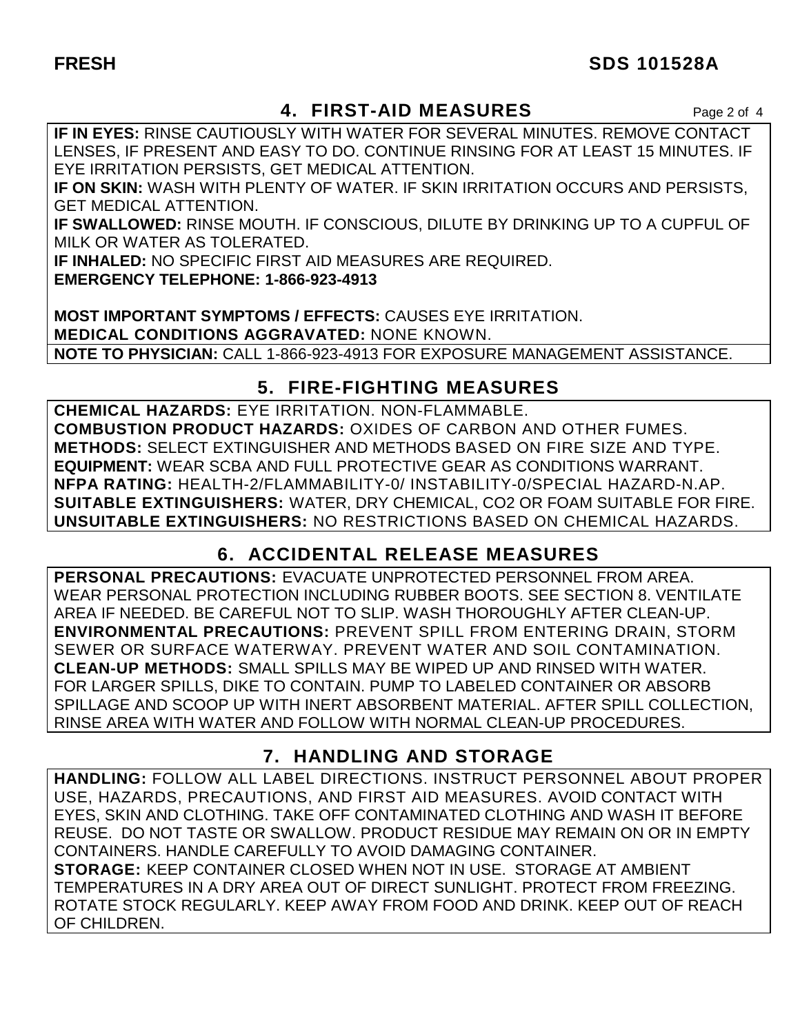## 4. FIRST-AID MEASURES

**IF IN EYES:** RINSE CAUTIOUSLY WITH WATER FOR SEVERAL MINUTES. REMOVE CONTACT LENSES, IF PRESENT AND EASY TO DO. CONTINUE RINSING FOR AT LEAST 15 MINUTES. IF EYE IRRITATION PERSISTS, GET MEDICAL ATTENTION.
**IF ON SKIN:** WASH WITH PLENTY OF WATER. IF SKIN IRRITATION OCCURS AND PERSISTS, GET MEDICAL ATTENTION.
**IF SWALLOWED:** RINSE MOUTH. IF CONSCIOUS, DILUTE BY DRINKING UP TO A CUPFUL OF MILK OR WATER AS TOLERATED.
**IF INHALED:** NO SPECIFIC FIRST AID MEASURES ARE REQUIRED.
**EMERGENCY TELEPHONE: 1-866-923-4913**

**MOST IMPORTANT SYMPTOMS / EFFECTS:** CAUSES EYE IRRITATION.
**MEDICAL CONDITIONS AGGRAVATED:** NONE KNOWN.
**NOTE TO PHYSICIAN:** CALL 1-866-923-4913 FOR EXPOSURE MANAGEMENT ASSISTANCE.

## 5. FIRE-FIGHTING MEASURES

**CHEMICAL HAZARDS:** EYE IRRITATION. NON-FLAMMABLE.
**COMBUSTION PRODUCT HAZARDS:** OXIDES OF CARBON AND OTHER FUMES.
**METHODS:** SELECT EXTINGUISHER AND METHODS BASED ON FIRE SIZE AND TYPE.
**EQUIPMENT:** WEAR SCBA AND FULL PROTECTIVE GEAR AS CONDITIONS WARRANT.
**NFPA RATING:** HEALTH-2/FLAMMABILITY-0/ INSTABILITY-0/SPECIAL HAZARD-N.AP.
**SUITABLE EXTINGUISHERS:** WATER, DRY CHEMICAL, CO2 OR FOAM SUITABLE FOR FIRE.
**UNSUITABLE EXTINGUISHERS:** NO RESTRICTIONS BASED ON CHEMICAL HAZARDS.

## 6. ACCIDENTAL RELEASE MEASURES

**PERSONAL PRECAUTIONS:** EVACUATE UNPROTECTED PERSONNEL FROM AREA. WEAR PERSONAL PROTECTION INCLUDING RUBBER BOOTS. SEE SECTION 8. VENTILATE AREA IF NEEDED. BE CAREFUL NOT TO SLIP. WASH THOROUGHLY AFTER CLEAN-UP.
**ENVIRONMENTAL PRECAUTIONS:** PREVENT SPILL FROM ENTERING DRAIN, STORM SEWER OR SURFACE WATERWAY. PREVENT WATER AND SOIL CONTAMINATION.
**CLEAN-UP METHODS:** SMALL SPILLS MAY BE WIPED UP AND RINSED WITH WATER. FOR LARGER SPILLS, DIKE TO CONTAIN. PUMP TO LABELED CONTAINER OR ABSORB SPILLAGE AND SCOOP UP WITH INERT ABSORBENT MATERIAL. AFTER SPILL COLLECTION, RINSE AREA WITH WATER AND FOLLOW WITH NORMAL CLEAN-UP PROCEDURES.

## 7. HANDLING AND STORAGE

**HANDLING:** FOLLOW ALL LABEL DIRECTIONS. INSTRUCT PERSONNEL ABOUT PROPER USE, HAZARDS, PRECAUTIONS, AND FIRST AID MEASURES. AVOID CONTACT WITH EYES, SKIN AND CLOTHING. TAKE OFF CONTAMINATED CLOTHING AND WASH IT BEFORE REUSE. DO NOT TASTE OR SWALLOW. PRODUCT RESIDUE MAY REMAIN ON OR IN EMPTY CONTAINERS. HANDLE CAREFULLY TO AVOID DAMAGING CONTAINER.
**STORAGE:** KEEP CONTAINER CLOSED WHEN NOT IN USE. STORAGE AT AMBIENT TEMPERATURES IN A DRY AREA OUT OF DIRECT SUNLIGHT. PROTECT FROM FREEZING. ROTATE STOCK REGULARLY. KEEP AWAY FROM FOOD AND DRINK. KEEP OUT OF REACH OF CHILDREN.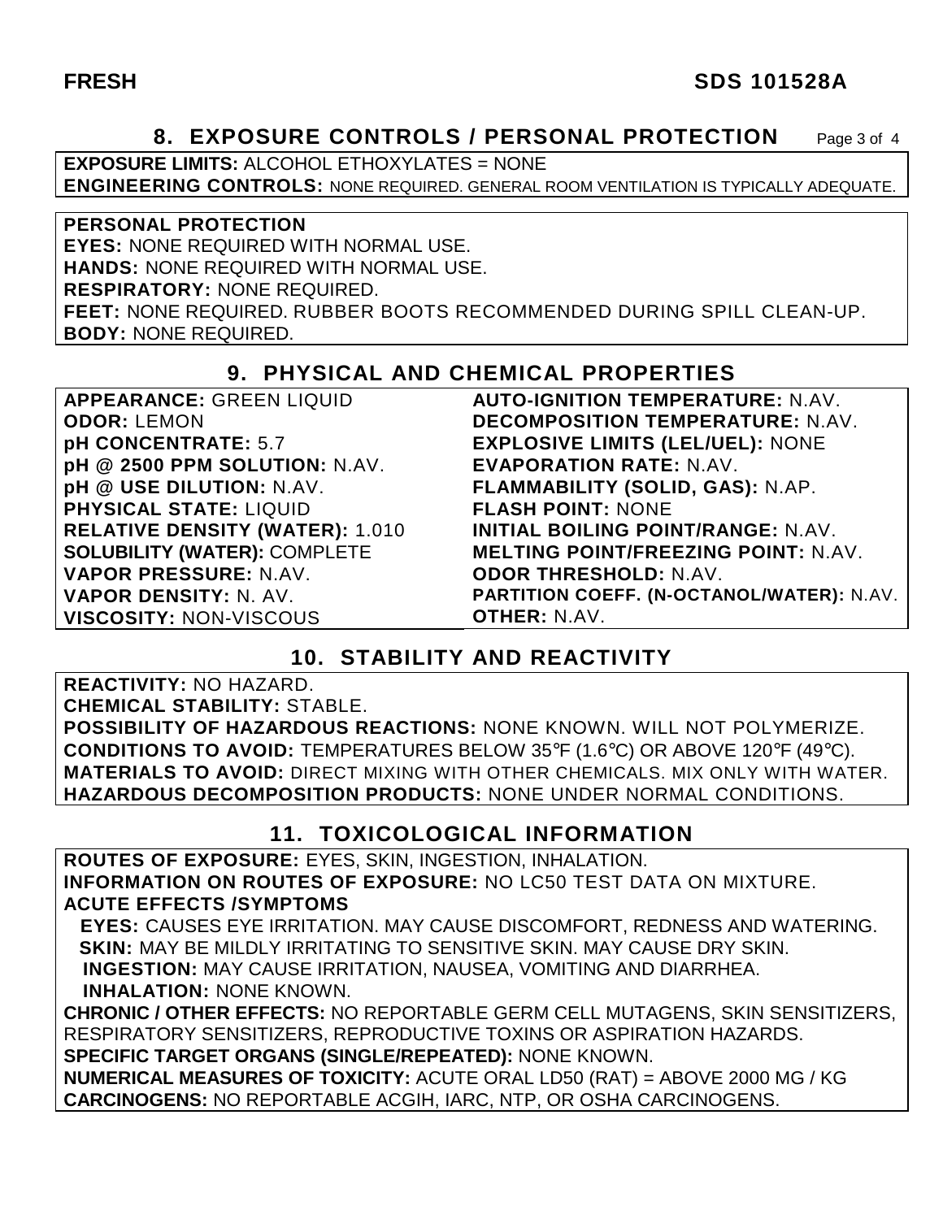## 8. EXPOSURE CONTROLS / PERSONAL PROTECTION

**EXPOSURE LIMITS:** ALCOHOL ETHOXYLATES = NONE
**ENGINEERING CONTROLS:** NONE REQUIRED. GENERAL ROOM VENTILATION IS TYPICALLY ADEQUATE.

**PERSONAL PROTECTION**
**EYES:** NONE REQUIRED WITH NORMAL USE.
**HANDS:** NONE REQUIRED WITH NORMAL USE.
**RESPIRATORY:** NONE REQUIRED.
**FEET:** NONE REQUIRED. RUBBER BOOTS RECOMMENDED DURING SPILL CLEAN-UP.
**BODY:** NONE REQUIRED.

## 9. PHYSICAL AND CHEMICAL PROPERTIES

**APPEARANCE:** GREEN LIQUID
**ODOR:** LEMON
**pH CONCENTRATE:** 5.7
**pH @ 2500 PPM SOLUTION:** N.AV.
**pH @ USE DILUTION:** N.AV.
**PHYSICAL STATE:** LIQUID
**RELATIVE DENSITY (WATER):** 1.010
**SOLUBILITY (WATER):** COMPLETE
**VAPOR PRESSURE:** N.AV.
**VAPOR DENSITY:** N. AV.
**VISCOSITY:** NON-VISCOUS
**AUTO-IGNITION TEMPERATURE:** N.AV.
**DECOMPOSITION TEMPERATURE:** N.AV.
**EXPLOSIVE LIMITS (LEL/UEL):** NONE
**EVAPORATION RATE:** N.AV.
**FLAMMABILITY (SOLID, GAS):** N.AP.
**FLASH POINT:** NONE
**INITIAL BOILING POINT/RANGE:** N.AV.
**MELTING POINT/FREEZING POINT:** N.AV.
**ODOR THRESHOLD:** N.AV.
**PARTITION COEFF. (N-OCTANOL/WATER):** N.AV.
**OTHER:** N.AV.

## 10. STABILITY AND REACTIVITY

**REACTIVITY:** NO HAZARD.
**CHEMICAL STABILITY:** STABLE.
**POSSIBILITY OF HAZARDOUS REACTIONS:** NONE KNOWN. WILL NOT POLYMERIZE.
**CONDITIONS TO AVOID:** TEMPERATURES BELOW 35°F (1.6°C) OR ABOVE 120°F (49°C).
**MATERIALS TO AVOID:** DIRECT MIXING WITH OTHER CHEMICALS. MIX ONLY WITH WATER.
**HAZARDOUS DECOMPOSITION PRODUCTS:** NONE UNDER NORMAL CONDITIONS.

## 11. TOXICOLOGICAL INFORMATION

**ROUTES OF EXPOSURE:** EYES, SKIN, INGESTION, INHALATION.
**INFORMATION ON ROUTES OF EXPOSURE:** NO LC50 TEST DATA ON MIXTURE.
**ACUTE EFFECTS /SYMPTOMS**
**EYES:** CAUSES EYE IRRITATION. MAY CAUSE DISCOMFORT, REDNESS AND WATERING.
**SKIN:** MAY BE MILDLY IRRITATING TO SENSITIVE SKIN. MAY CAUSE DRY SKIN.
**INGESTION:** MAY CAUSE IRRITATION, NAUSEA, VOMITING AND DIARRHEA.
**INHALATION:** NONE KNOWN.
**CHRONIC / OTHER EFFECTS:** NO REPORTABLE GERM CELL MUTAGENS, SKIN SENSITIZERS, RESPIRATORY SENSITIZERS, REPRODUCTIVE TOXINS OR ASPIRATION HAZARDS.
**SPECIFIC TARGET ORGANS (SINGLE/REPEATED):** NONE KNOWN.
**NUMERICAL MEASURES OF TOXICITY:** ACUTE ORAL LD50 (RAT) = ABOVE 2000 MG / KG
**CARCINOGENS:** NO REPORTABLE ACGIH, IARC, NTP, OR OSHA CARCINOGENS.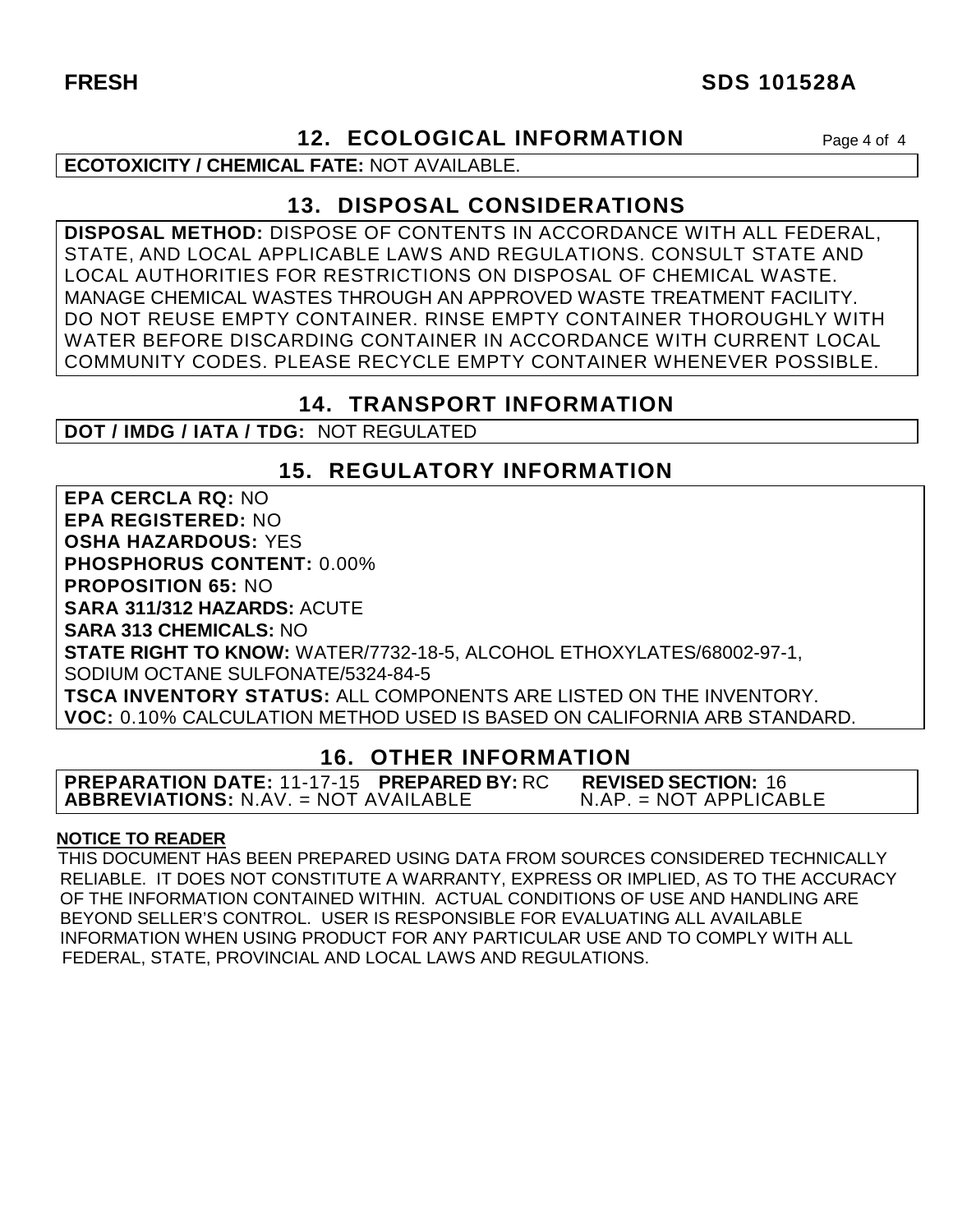## 12. ECOLOGICAL INFORMATION

**ECOTOXICITY / CHEMICAL FATE:** NOT AVAILABLE.

## 13. DISPOSAL CONSIDERATIONS

**DISPOSAL METHOD:** DISPOSE OF CONTENTS IN ACCORDANCE WITH ALL FEDERAL, STATE, AND LOCAL APPLICABLE LAWS AND REGULATIONS. CONSULT STATE AND LOCAL AUTHORITIES FOR RESTRICTIONS ON DISPOSAL OF CHEMICAL WASTE. MANAGE CHEMICAL WASTES THROUGH AN APPROVED WASTE TREATMENT FACILITY. DO NOT REUSE EMPTY CONTAINER. RINSE EMPTY CONTAINER THOROUGHLY WITH WATER BEFORE DISCARDING CONTAINER IN ACCORDANCE WITH CURRENT LOCAL COMMUNITY CODES. PLEASE RECYCLE EMPTY CONTAINER WHENEVER POSSIBLE.

## 14. TRANSPORT INFORMATION

**DOT / IMDG / IATA / TDG:** NOT REGULATED

## 15. REGULATORY INFORMATION

**EPA CERCLA RQ:** NO
**EPA REGISTERED:** NO
**OSHA HAZARDOUS:** YES
**PHOSPHORUS CONTENT:** 0.00%
**PROPOSITION 65:** NO
**SARA 311/312 HAZARDS:** ACUTE
**SARA 313 CHEMICALS:** NO
**STATE RIGHT TO KNOW:** WATER/7732-18-5, ALCOHOL ETHOXYLATES/68002-97-1, SODIUM OCTANE SULFONATE/5324-84-5
**TSCA INVENTORY STATUS:** ALL COMPONENTS ARE LISTED ON THE INVENTORY.
**VOC:** 0.10% CALCULATION METHOD USED IS BASED ON CALIFORNIA ARB STANDARD.

## 16. OTHER INFORMATION

**PREPARATION DATE:** 11-17-15 **PREPARED BY:** RC **REVISED SECTION:** 16
**ABBREVIATIONS:** N.AV. = NOT AVAILABLE N.AP. = NOT APPLICABLE

**NOTICE TO READER**

THIS DOCUMENT HAS BEEN PREPARED USING DATA FROM SOURCES CONSIDERED TECHNICALLY RELIABLE. IT DOES NOT CONSTITUTE A WARRANTY, EXPRESS OR IMPLIED, AS TO THE ACCURACY OF THE INFORMATION CONTAINED WITHIN. ACTUAL CONDITIONS OF USE AND HANDLING ARE BEYOND SELLER'S CONTROL. USER IS RESPONSIBLE FOR EVALUATING ALL AVAILABLE INFORMATION WHEN USING PRODUCT FOR ANY PARTICULAR USE AND TO COMPLY WITH ALL FEDERAL, STATE, PROVINCIAL AND LOCAL LAWS AND REGULATIONS.